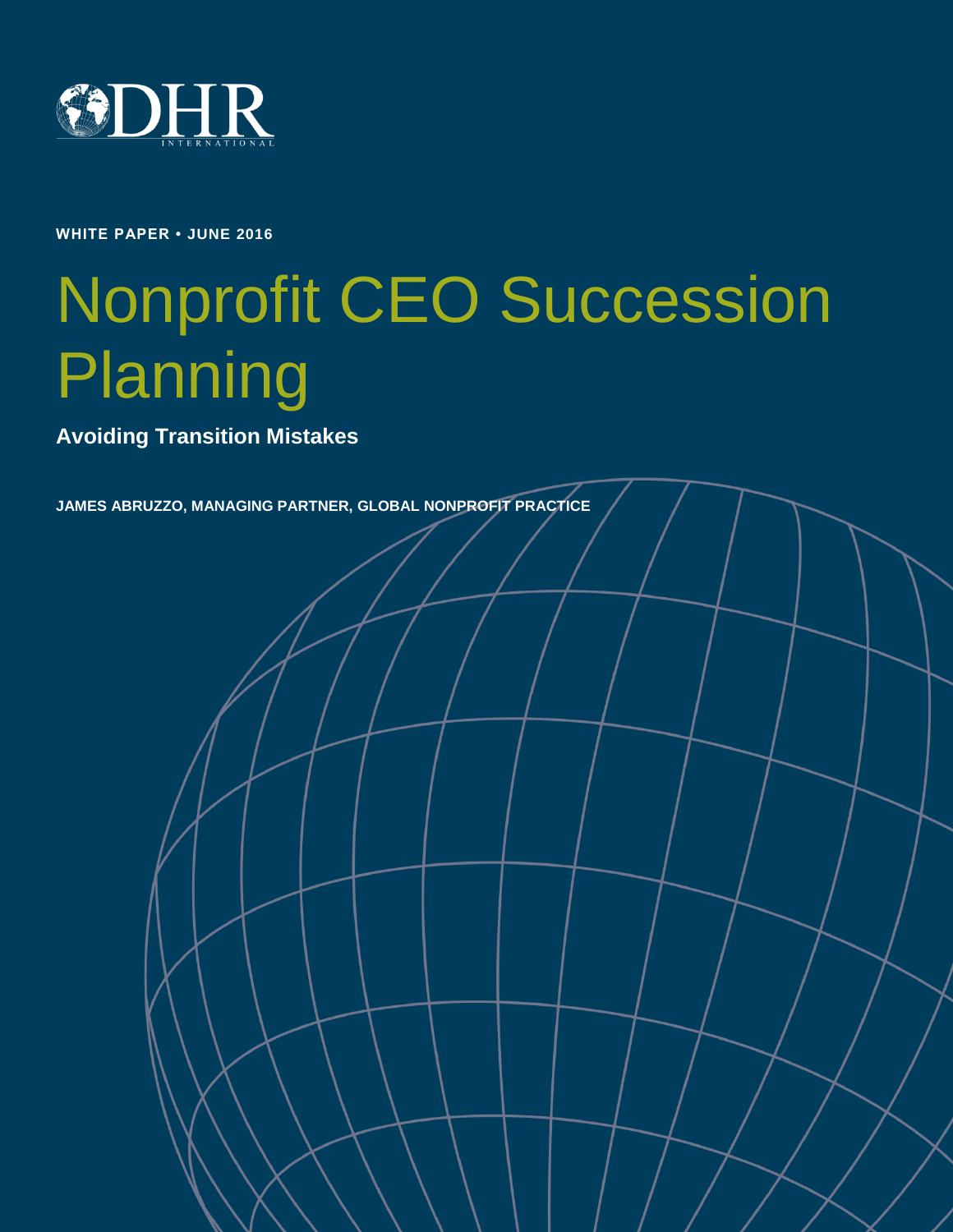DHR INTERNATIONAL

WHITE PAPER • JUNE 2016

# Nonprofit CEO Succession Planning

**Avoiding Transition Mistakes**

JAMES ABRUZZO, MANAGING PARTNER, GLOBAL NONPROFIT PRACTICE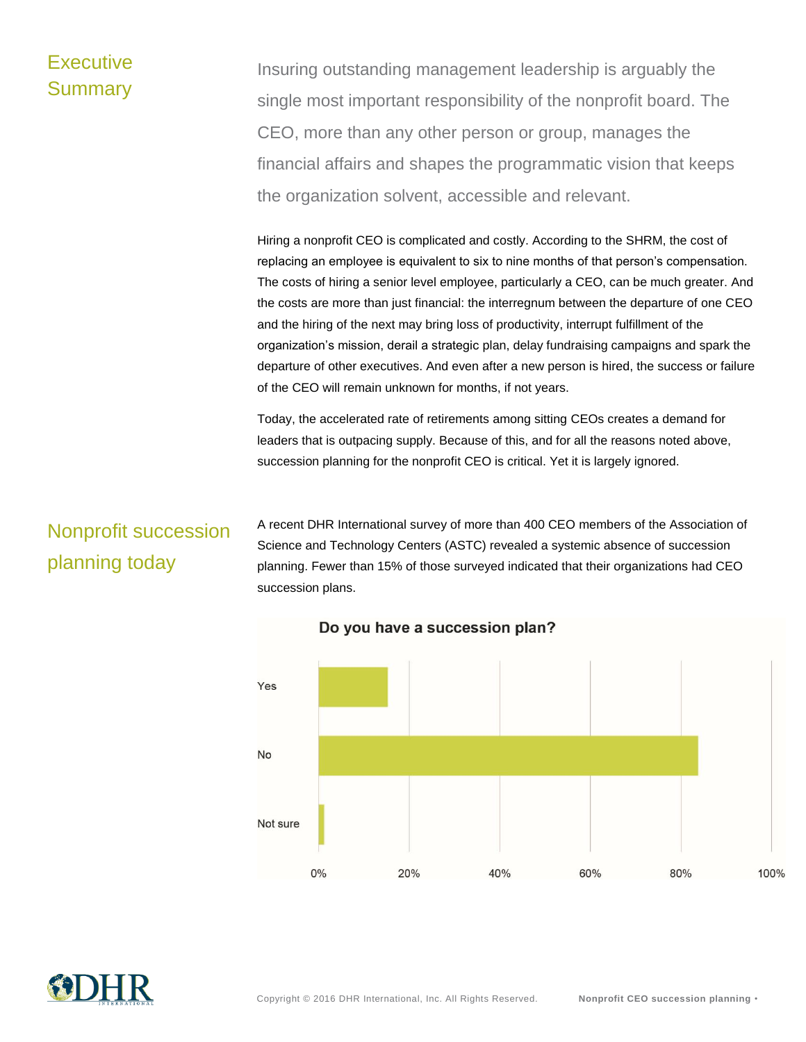## Executive Summary

Insuring outstanding management leadership is arguably the single most important responsibility of the nonprofit board. The CEO, more than any other person or group, manages the financial affairs and shapes the programmatic vision that keeps the organization solvent, accessible and relevant.

Hiring a nonprofit CEO is complicated and costly. According to the SHRM, the cost of replacing an employee is equivalent to six to nine months of that person's compensation. The costs of hiring a senior level employee, particularly a CEO, can be much greater. And the costs are more than just financial: the interregnum between the departure of one CEO and the hiring of the next may bring loss of productivity, interrupt fulfillment of the organization's mission, derail a strategic plan, delay fundraising campaigns and spark the departure of other executives. And even after a new person is hired, the success or failure of the CEO will remain unknown for months, if not years.

Today, the accelerated rate of retirements among sitting CEOs creates a demand for leaders that is outpacing supply. Because of this, and for all the reasons noted above, succession planning for the nonprofit CEO is critical. Yet it is largely ignored.

## Nonprofit succession planning today

A recent DHR International survey of more than 400 CEO members of the Association of Science and Technology Centers (ASTC) revealed a systemic absence of succession planning. Fewer than 15% of those surveyed indicated that their organizations had CEO succession plans.

**Do you have a succession plan?**

Yes

No

Not sure

0%
20%
40%
60%
80%
100%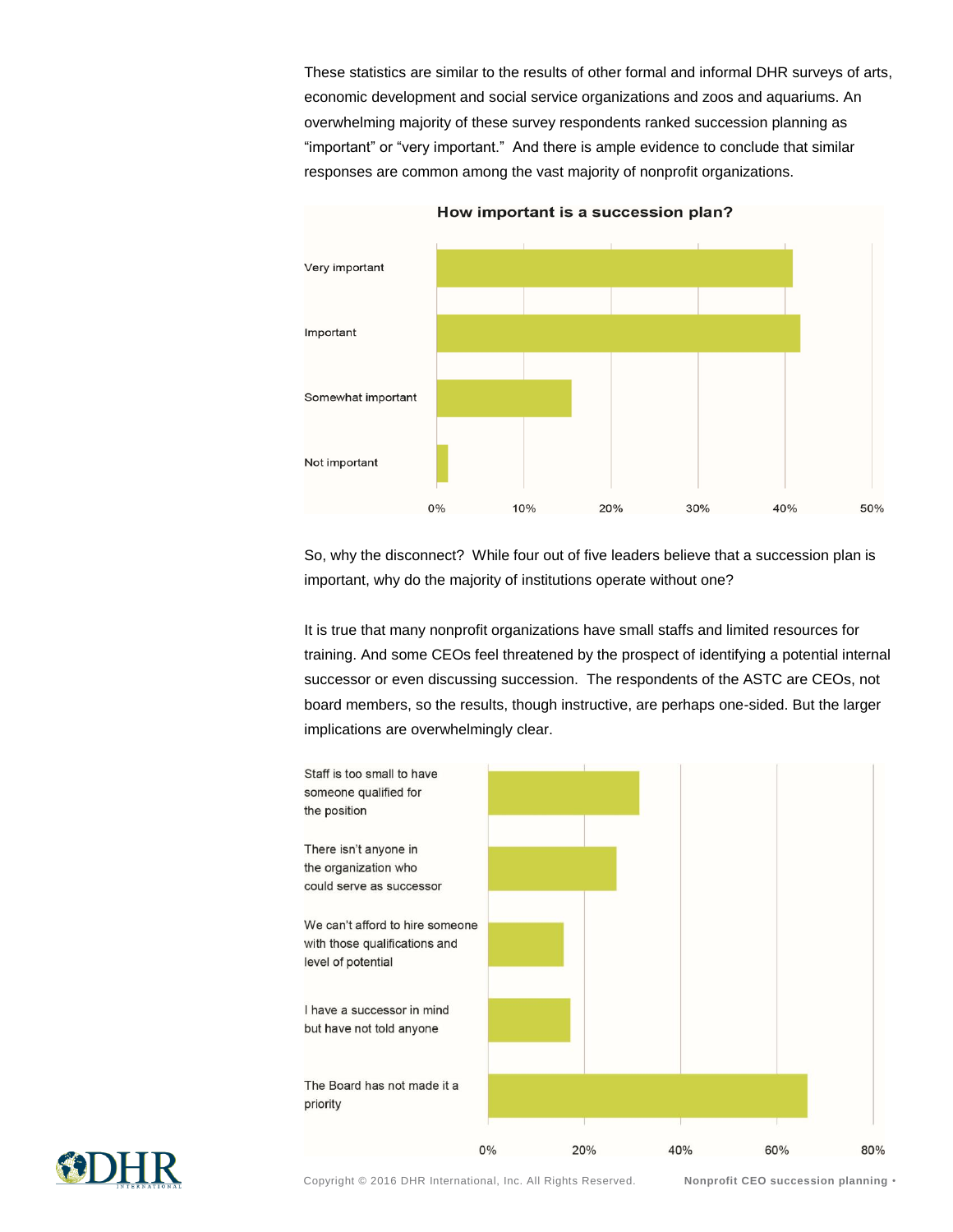These statistics are similar to the results of other formal and informal DHR surveys of arts, economic development and social service organizations and zoos and aquariums. An overwhelming majority of these survey respondents ranked succession planning as "important" or "very important." And there is ample evidence to conclude that similar responses are common among the vast majority of nonprofit organizations.

**How important is a succession plan?**

Very important

Important

Somewhat important

Not important

0%
10%
20%
30%
40%
50%

So, why the disconnect? While four out of five leaders believe that a succession plan is important, why do the majority of institutions operate without one?

It is true that many nonprofit organizations have small staffs and limited resources for training. And some CEOs feel threatened by the prospect of identifying a potential internal successor or even discussing succession. The respondents of the ASTC are CEOs, not board members, so the results, though instructive, are perhaps one-sided. But the larger implications are overwhelmingly clear.

Staff is too small to have someone qualified for the position

There isn't anyone in the organization who could serve as successor

We can't afford to hire someone with those qualifications and level of potential

I have a successor in mind but have not told anyone

The Board has not made it a priority

0%
20%
40%
60%
80%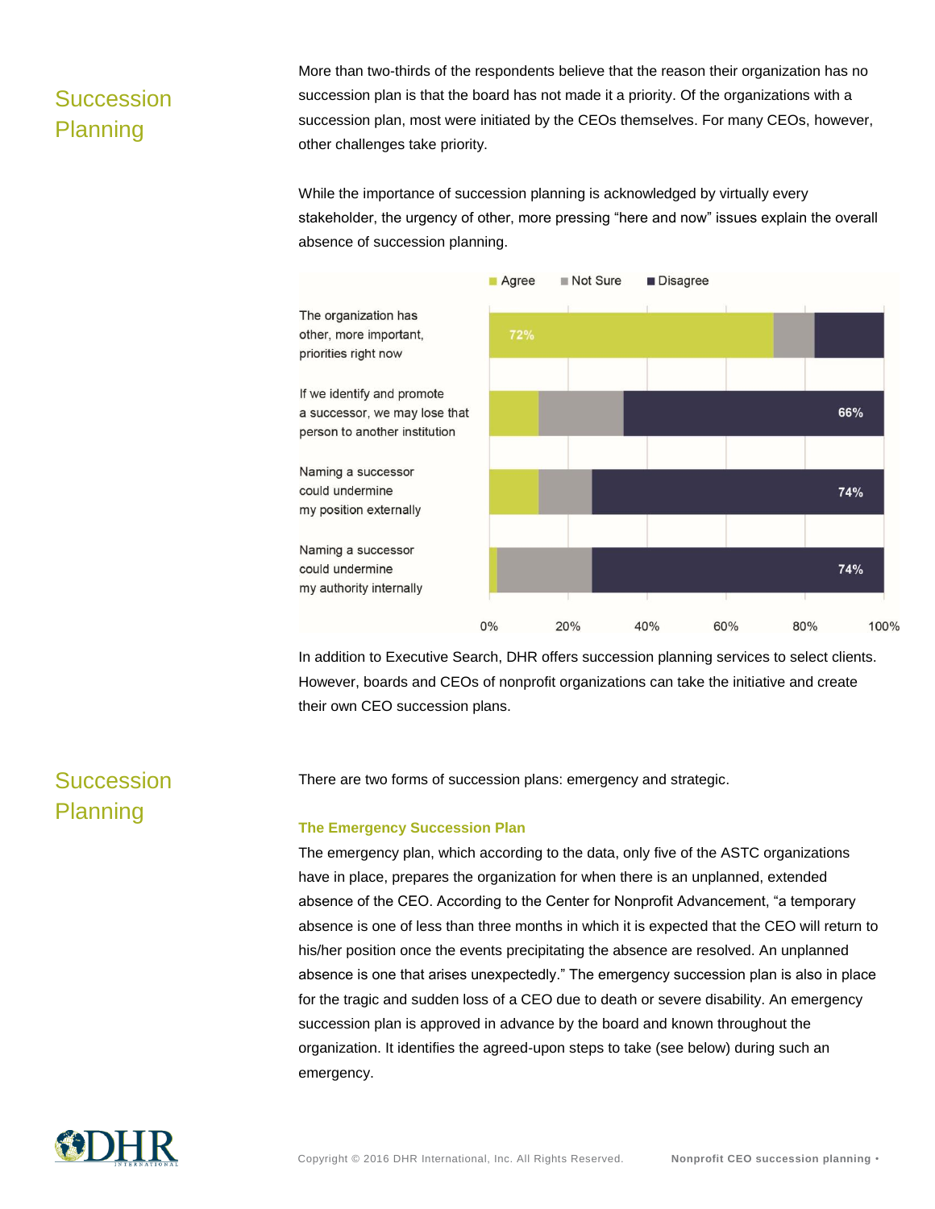## Succession Planning

More than two-thirds of the respondents believe that the reason their organization has no succession plan is that the board has not made it a priority. Of the organizations with a succession plan, most were initiated by the CEOs themselves. For many CEOs, however, other challenges take priority.

While the importance of succession planning is acknowledged by virtually every stakeholder, the urgency of other, more pressing "here and now" issues explain the overall absence of succession planning.

Agree
Not Sure
Disagree

The organization has other, more important, priorities right now
72%

If we identify and promote a successor, we may lose that person to another institution
66%

Naming a successor could undermine my position externally
74%

Naming a successor could undermine my authority internally
74%

0%
20%
40%
60%
80%
100%

In addition to Executive Search, DHR offers succession planning services to select clients. However, boards and CEOs of nonprofit organizations can take the initiative and create their own CEO succession plans.

## Succession Planning

There are two forms of succession plans: emergency and strategic.

### The Emergency Succession Plan

The emergency plan, which according to the data, only five of the ASTC organizations have in place, prepares the organization for when there is an unplanned, extended absence of the CEO. According to the Center for Nonprofit Advancement, "a temporary absence is one of less than three months in which it is expected that the CEO will return to his/her position once the events precipitating the absence are resolved. An unplanned absence is one that arises unexpectedly." The emergency succession plan is also in place for the tragic and sudden loss of a CEO due to death or severe disability. An emergency succession plan is approved in advance by the board and known throughout the organization. It identifies the agreed-upon steps to take (see below) during such an emergency.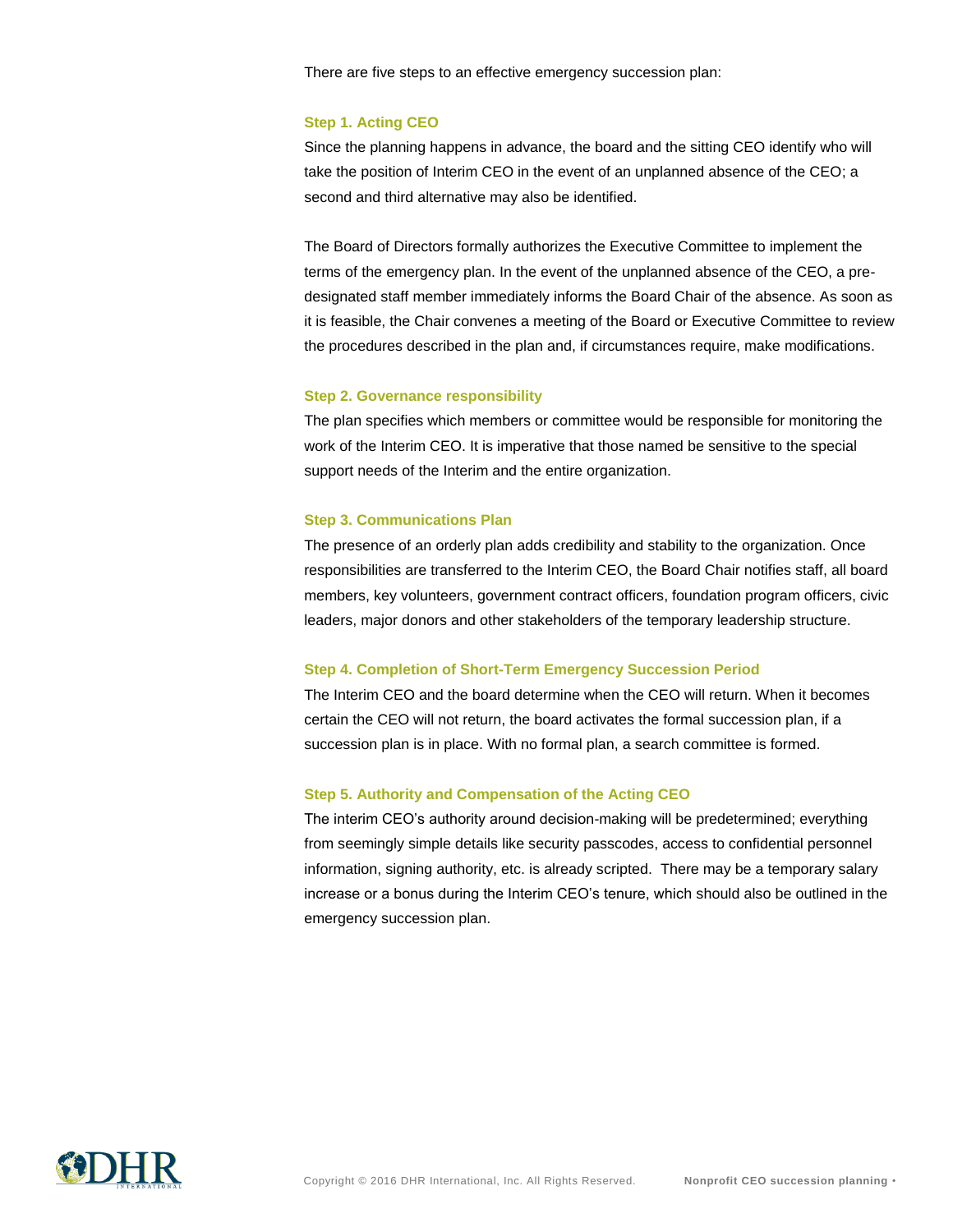There are five steps to an effective emergency succession plan:

### Step 1. Acting CEO

Since the planning happens in advance, the board and the sitting CEO identify who will take the position of Interim CEO in the event of an unplanned absence of the CEO; a second and third alternative may also be identified.

The Board of Directors formally authorizes the Executive Committee to implement the terms of the emergency plan. In the event of the unplanned absence of the CEO, a pre-designated staff member immediately informs the Board Chair of the absence. As soon as it is feasible, the Chair convenes a meeting of the Board or Executive Committee to review the procedures described in the plan and, if circumstances require, make modifications.

### Step 2. Governance responsibility

The plan specifies which members or committee would be responsible for monitoring the work of the Interim CEO. It is imperative that those named be sensitive to the special support needs of the Interim and the entire organization.

### Step 3. Communications Plan

The presence of an orderly plan adds credibility and stability to the organization. Once responsibilities are transferred to the Interim CEO, the Board Chair notifies staff, all board members, key volunteers, government contract officers, foundation program officers, civic leaders, major donors and other stakeholders of the temporary leadership structure.

### Step 4. Completion of Short-Term Emergency Succession Period

The Interim CEO and the board determine when the CEO will return. When it becomes certain the CEO will not return, the board activates the formal succession plan, if a succession plan is in place. With no formal plan, a search committee is formed.

### Step 5. Authority and Compensation of the Acting CEO

The interim CEO's authority around decision-making will be predetermined; everything from seemingly simple details like security passcodes, access to confidential personnel information, signing authority, etc. is already scripted. There may be a temporary salary increase or a bonus during the Interim CEO's tenure, which should also be outlined in the emergency succession plan.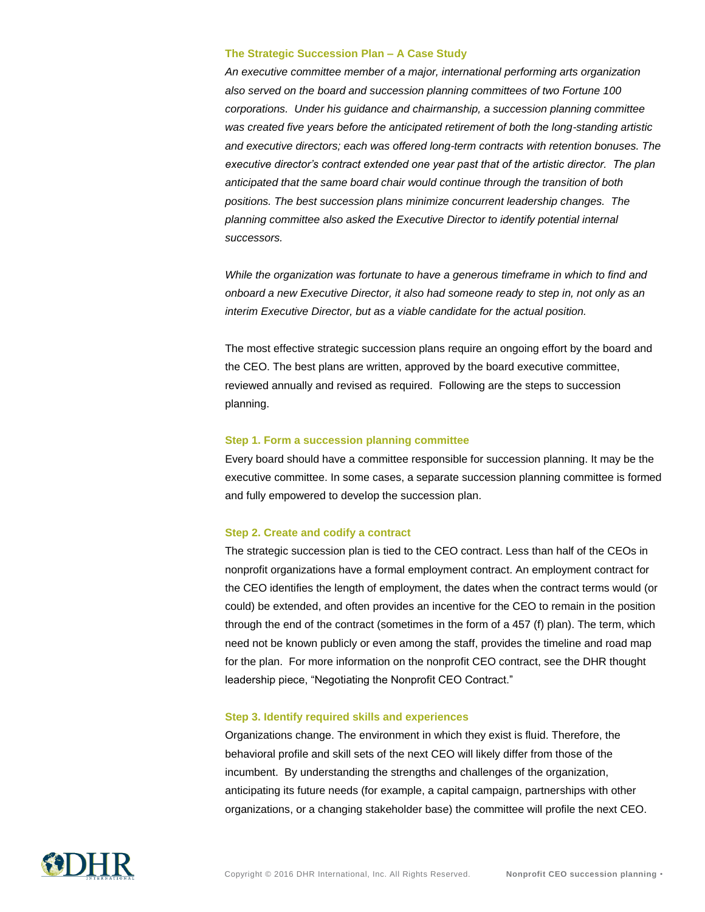### The Strategic Succession Plan – A Case Study

*An executive committee member of a major, international performing arts organization also served on the board and succession planning committees of two Fortune 100 corporations. Under his guidance and chairmanship, a succession planning committee was created five years before the anticipated retirement of both the long-standing artistic and executive directors; each was offered long-term contracts with retention bonuses. The executive director's contract extended one year past that of the artistic director. The plan anticipated that the same board chair would continue through the transition of both positions. The best succession plans minimize concurrent leadership changes. The planning committee also asked the Executive Director to identify potential internal successors.*

*While the organization was fortunate to have a generous timeframe in which to find and onboard a new Executive Director, it also had someone ready to step in, not only as an interim Executive Director, but as a viable candidate for the actual position.*

The most effective strategic succession plans require an ongoing effort by the board and the CEO. The best plans are written, approved by the board executive committee, reviewed annually and revised as required. Following are the steps to succession planning.

### Step 1. Form a succession planning committee

Every board should have a committee responsible for succession planning. It may be the executive committee. In some cases, a separate succession planning committee is formed and fully empowered to develop the succession plan.

### Step 2. Create and codify a contract

The strategic succession plan is tied to the CEO contract. Less than half of the CEOs in nonprofit organizations have a formal employment contract. An employment contract for the CEO identifies the length of employment, the dates when the contract terms would (or could) be extended, and often provides an incentive for the CEO to remain in the position through the end of the contract (sometimes in the form of a 457 (f) plan). The term, which need not be known publicly or even among the staff, provides the timeline and road map for the plan. For more information on the nonprofit CEO contract, see the DHR thought leadership piece, "Negotiating the Nonprofit CEO Contract."

### Step 3. Identify required skills and experiences

Organizations change. The environment in which they exist is fluid. Therefore, the behavioral profile and skill sets of the next CEO will likely differ from those of the incumbent. By understanding the strengths and challenges of the organization, anticipating its future needs (for example, a capital campaign, partnerships with other organizations, or a changing stakeholder base) the committee will profile the next CEO.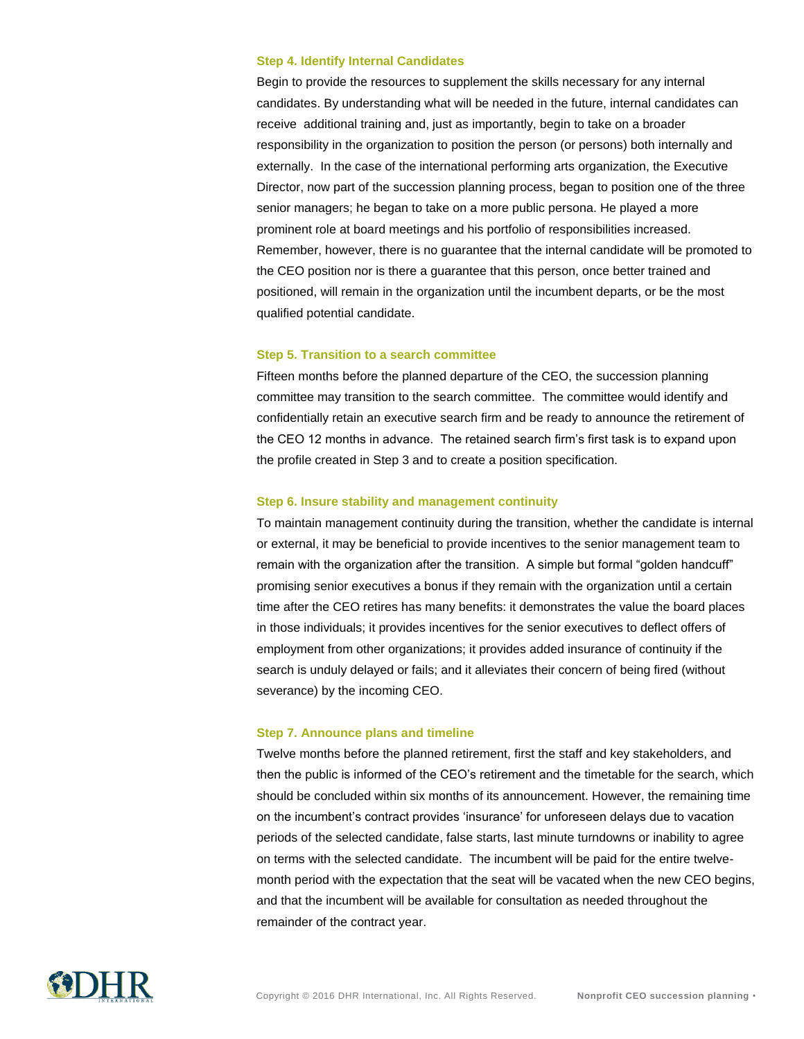### Step 4. Identify Internal Candidates

Begin to provide the resources to supplement the skills necessary for any internal candidates. By understanding what will be needed in the future, internal candidates can receive additional training and, just as importantly, begin to take on a broader responsibility in the organization to position the person (or persons) both internally and externally. In the case of the international performing arts organization, the Executive Director, now part of the succession planning process, began to position one of the three senior managers; he began to take on a more public persona. He played a more prominent role at board meetings and his portfolio of responsibilities increased. Remember, however, there is no guarantee that the internal candidate will be promoted to the CEO position nor is there a guarantee that this person, once better trained and positioned, will remain in the organization until the incumbent departs, or be the most qualified potential candidate.

### Step 5. Transition to a search committee

Fifteen months before the planned departure of the CEO, the succession planning committee may transition to the search committee. The committee would identify and confidentially retain an executive search firm and be ready to announce the retirement of the CEO 12 months in advance. The retained search firm's first task is to expand upon the profile created in Step 3 and to create a position specification.

### Step 6. Insure stability and management continuity

To maintain management continuity during the transition, whether the candidate is internal or external, it may be beneficial to provide incentives to the senior management team to remain with the organization after the transition. A simple but formal "golden handcuff" promising senior executives a bonus if they remain with the organization until a certain time after the CEO retires has many benefits: it demonstrates the value the board places in those individuals; it provides incentives for the senior executives to deflect offers of employment from other organizations; it provides added insurance of continuity if the search is unduly delayed or fails; and it alleviates their concern of being fired (without severance) by the incoming CEO.

### Step 7. Announce plans and timeline

Twelve months before the planned retirement, first the staff and key stakeholders, and then the public is informed of the CEO's retirement and the timetable for the search, which should be concluded within six months of its announcement. However, the remaining time on the incumbent's contract provides 'insurance' for unforeseen delays due to vacation periods of the selected candidate, false starts, last minute turndowns or inability to agree on terms with the selected candidate. The incumbent will be paid for the entire twelve-month period with the expectation that the seat will be vacated when the new CEO begins, and that the incumbent will be available for consultation as needed throughout the remainder of the contract year.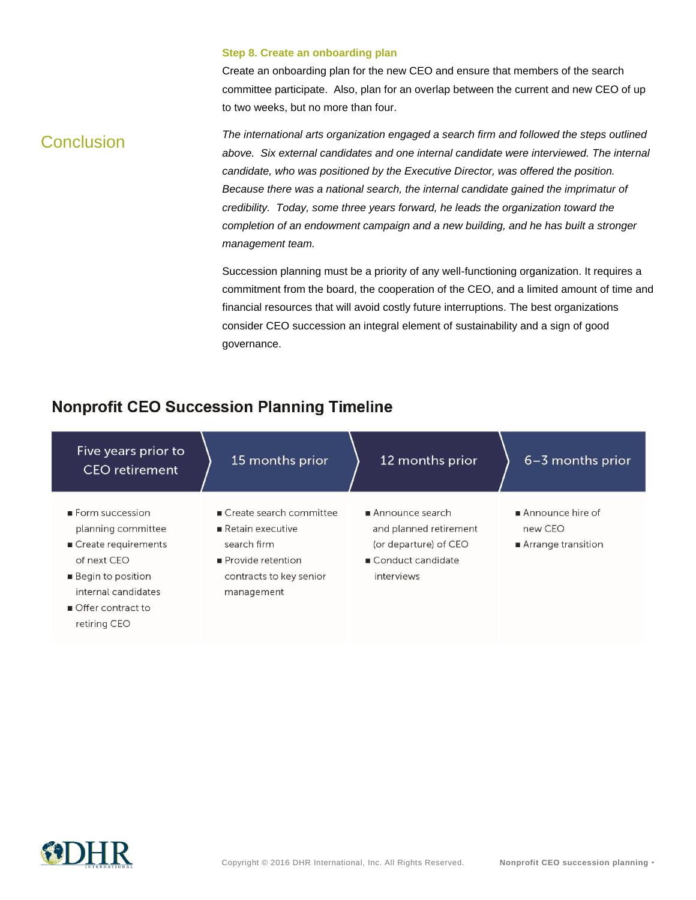### Step 8. Create an onboarding plan

Create an onboarding plan for the new CEO and ensure that members of the search committee participate. Also, plan for an overlap between the current and new CEO of up to two weeks, but no more than four.

## Conclusion

*The international arts organization engaged a search firm and followed the steps outlined above. Six external candidates and one internal candidate were interviewed. The internal candidate, who was positioned by the Executive Director, was offered the position. Because there was a national search, the internal candidate gained the imprimatur of credibility. Today, some three years forward, he leads the organization toward the completion of an endowment campaign and a new building, and he has built a stronger management team.*

Succession planning must be a priority of any well-functioning organization. It requires a commitment from the board, the cooperation of the CEO, and a limited amount of time and financial resources that will avoid costly future interruptions. The best organizations consider CEO succession an integral element of sustainability and a sign of good governance.

## Nonprofit CEO Succession Planning Timeline

| Five years prior to CEO retirement | 15 months prior | 12 months prior | 6–3 months prior |
|---|---|---|---|
| ■ Form succession planning committee<br>■ Create requirements of next CEO<br>■ Begin to position internal candidates<br>■ Offer contract to retiring CEO | ■ Create search committee<br>■ Retain executive search firm<br>■ Provide retention contracts to key senior management | ■ Announce search and planned retirement (or departure) of CEO<br>■ Conduct candidate interviews | ■ Announce hire of new CEO<br>■ Arrange transition |

Copyright © 2016 DHR International, Inc. All Rights Reserved.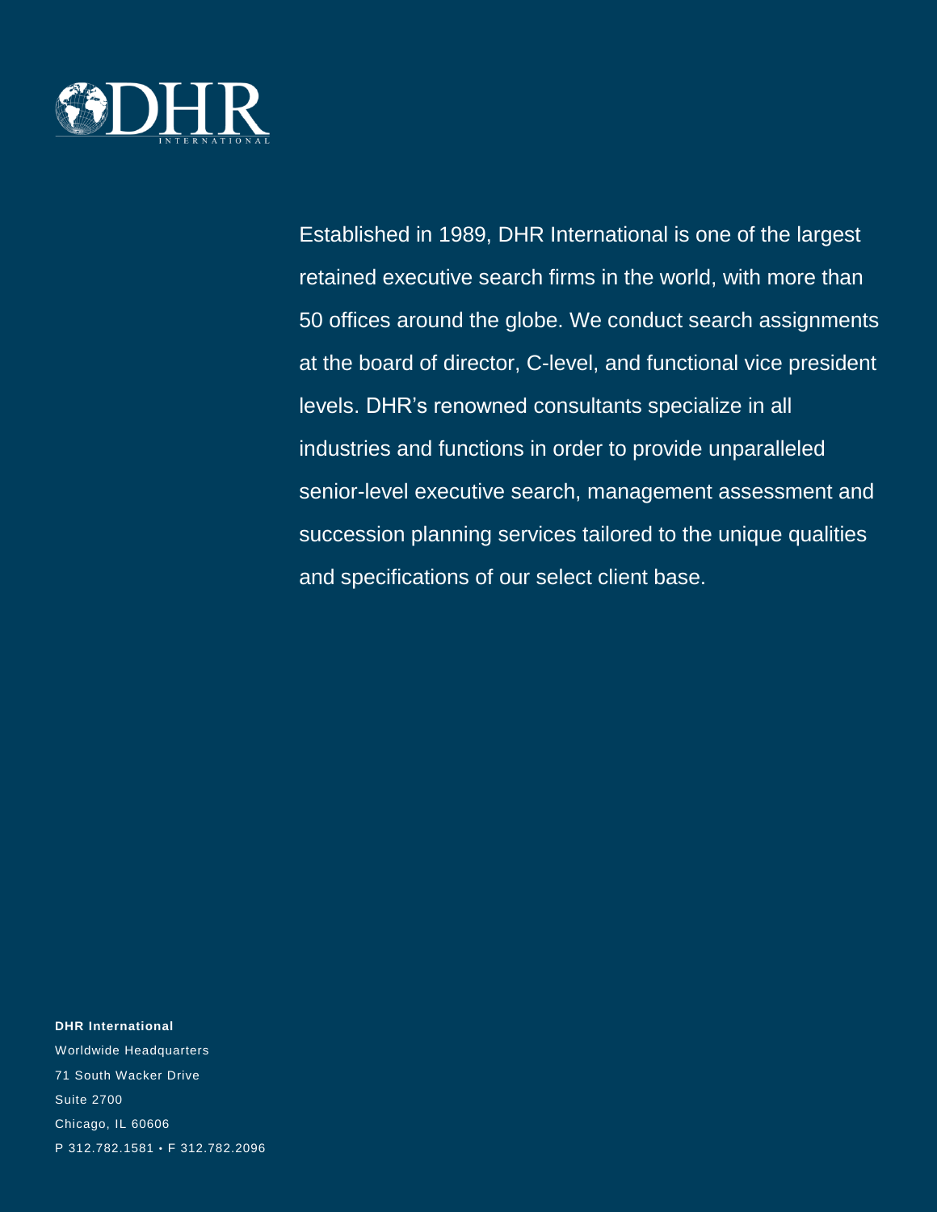DHR INTERNATIONAL

Established in 1989, DHR International is one of the largest retained executive search firms in the world, with more than 50 offices around the globe. We conduct search assignments at the board of director, C-level, and functional vice president levels. DHR's renowned consultants specialize in all industries and functions in order to provide unparalleled senior-level executive search, management assessment and succession planning services tailored to the unique qualities and specifications of our select client base.

**DHR International**
Worldwide Headquarters
71 South Wacker Drive
Suite 2700
Chicago, IL 60606
P 312.782.1581 • F 312.782.2096